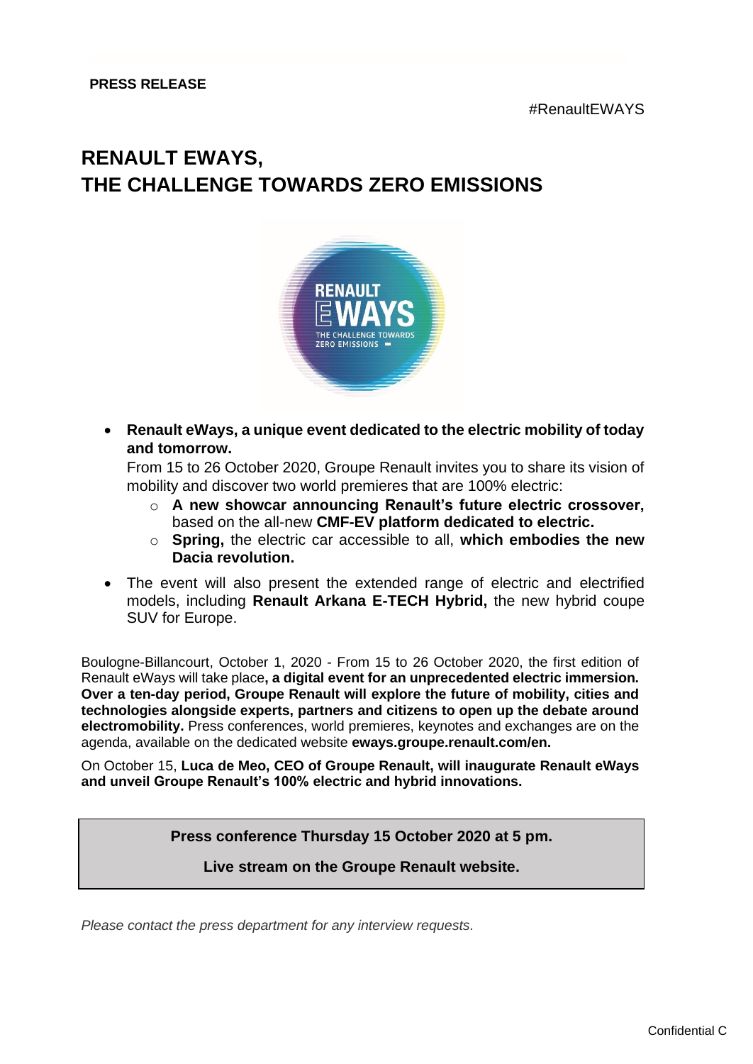**PRESS RELEASE**

#RenaultEWAYS

# RENAULT EWAYS, THE CHALLENGE TOWARDS ZERO EMISSIONS

- **Renault eWays, a unique event dedicated to the electric mobility of today and tomorrow.**
  From 15 to 26 October 2020, Groupe Renault invites you to share its vision of mobility and discover two world premieres that are 100% electric:
    - **A new showcar announcing Renault's future electric crossover,** based on the all-new **CMF-EV platform dedicated to electric.**
    - **Spring,** the electric car accessible to all, **which embodies the new Dacia revolution.**
- The event will also present the extended range of electric and electrified models, including **Renault Arkana E-TECH Hybrid,** the new hybrid coupe SUV for Europe.

Boulogne-Billancourt, October 1, 2020 - From 15 to 26 October 2020, the first edition of Renault eWays will take place**, a digital event for an unprecedented electric immersion. Over a ten-day period, Groupe Renault will explore the future of mobility, cities and technologies alongside experts, partners and citizens to open up the debate around electromobility.** Press conferences, world premieres, keynotes and exchanges are on the agenda, available on the dedicated website **eways.groupe.renault.com/en.**

On October 15, **Luca de Meo, CEO of Groupe Renault, will inaugurate Renault eWays and unveil Groupe Renault's 100% electric and hybrid innovations.**

**Press conference Thursday 15 October 2020 at 5 pm.**

**Live stream on the Groupe Renault website.**

*Please contact the press department for any interview requests.*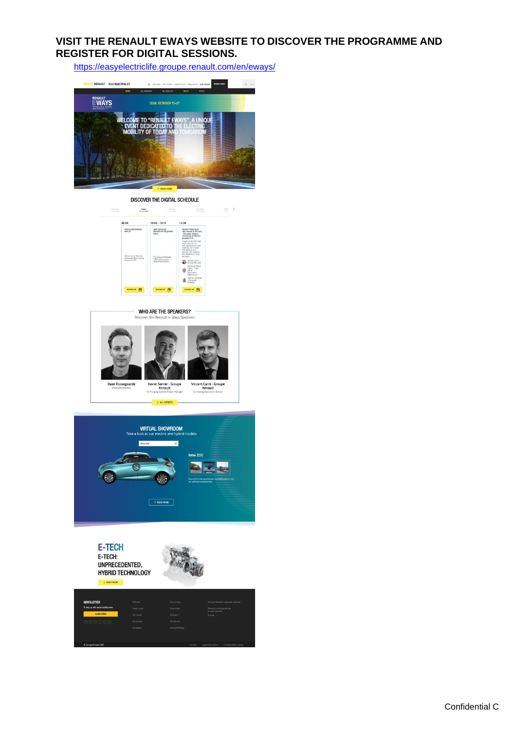## VISIT THE RENAULT EWAYS WEBSITE TO DISCOVER THE PROGRAMME AND REGISTER FOR DIGITAL SESSIONS.

https://easyelectriclife.groupe.renault.com/en/eways/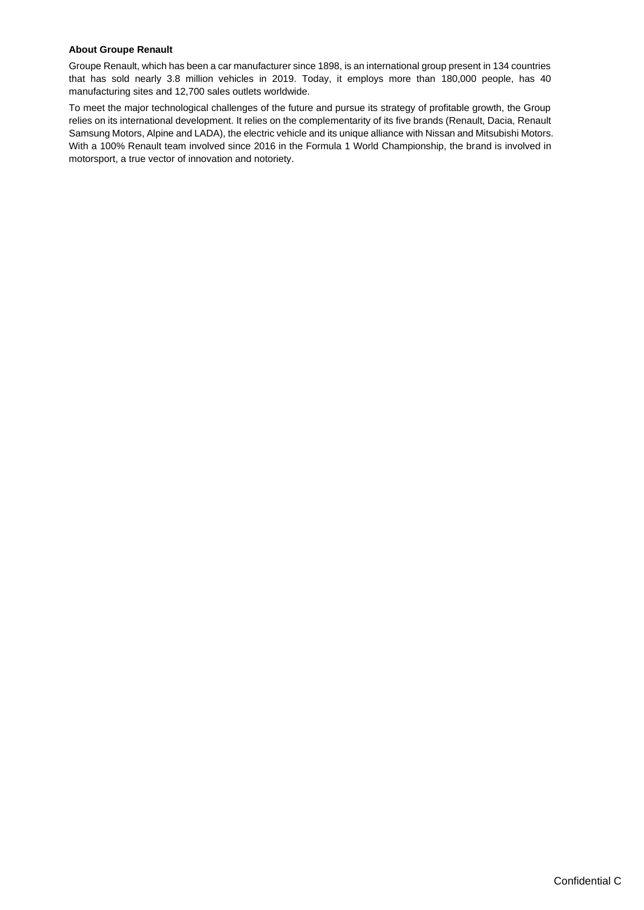**About Groupe Renault**

Groupe Renault, which has been a car manufacturer since 1898, is an international group present in 134 countries that has sold nearly 3.8 million vehicles in 2019. Today, it employs more than 180,000 people, has 40 manufacturing sites and 12,700 sales outlets worldwide.

To meet the major technological challenges of the future and pursue its strategy of profitable growth, the Group relies on its international development. It relies on the complementarity of its five brands (Renault, Dacia, Renault Samsung Motors, Alpine and LADA), the electric vehicle and its unique alliance with Nissan and Mitsubishi Motors. With a 100% Renault team involved since 2016 in the Formula 1 World Championship, the brand is involved in motorsport, a true vector of innovation and notoriety.